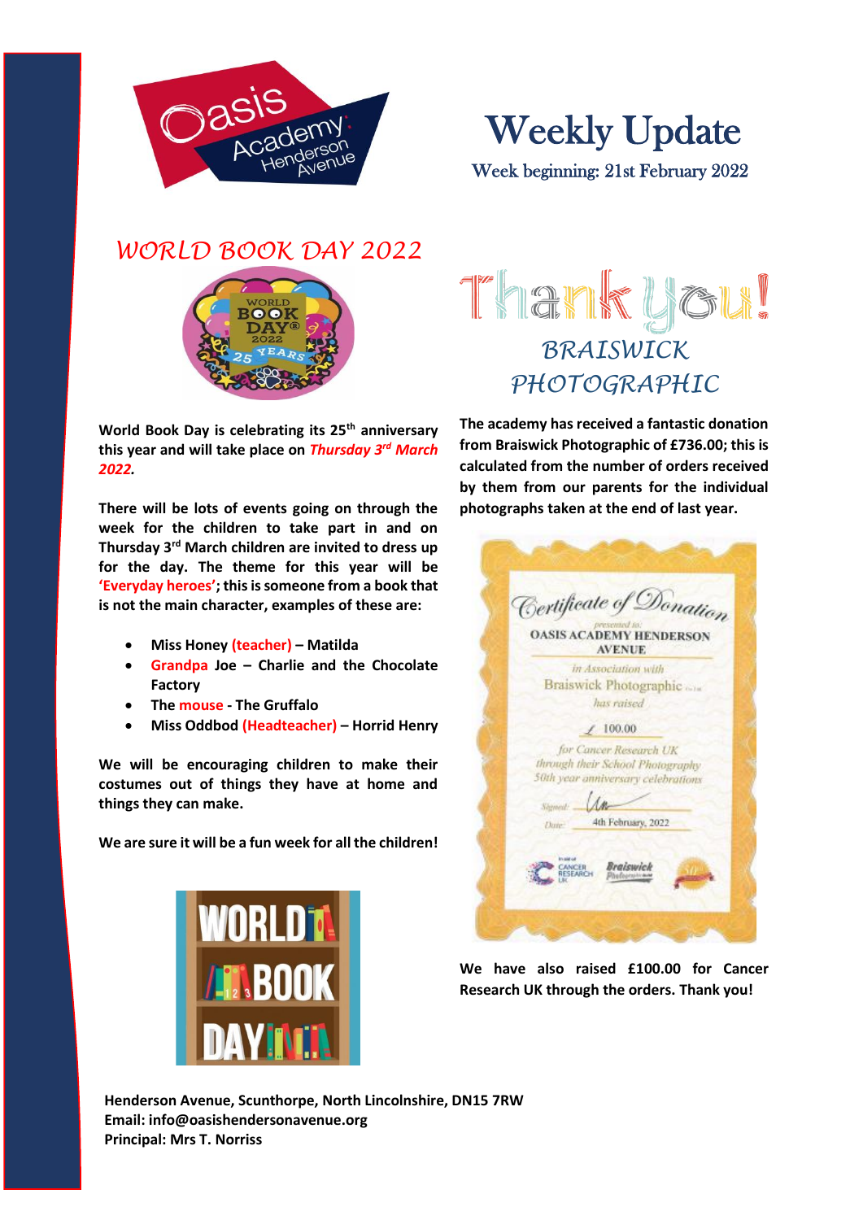# Weekly Update

Week beginning: 21st February 2022

## WORLD BOOK DAY 2022

World Book Day is celebrating its 25th anniversary this year and will take place on ***Thursday 3rd March 2022***.

**There will be lots of events going on through the week for the children to take part in and on Thursday 3rd March children are invited to dress up for the day. The theme for this year will be 'Everyday heroes'; this is someone from a book that is not the main character, examples of these are:**

- **Miss Honey (teacher) – Matilda**
- **Grandpa Joe – Charlie and the Chocolate Factory**
- **The mouse - The Gruffalo**
- **Miss Oddbod (Headteacher) – Horrid Henry**

**We will be encouraging children to make their costumes out of things they have at home and things they can make.**

**We are sure it will be a fun week for all the children!**

## Thank you!

## BRAISWICK PHOTOGRAPHIC

**The academy has received a fantastic donation from Braiswick Photographic of £736.00; this is calculated from the number of orders received by them from our parents for the individual photographs taken at the end of last year.**

Certificate of Donation

presented to:

OASIS ACADEMY HENDERSON AVENUE

in Association with

Braiswick Photographic

has raised

£ 100.00

for Cancer Research UK

through their School Photography

50th year anniversary celebrations

Signed:

Date: 4th February, 2022

**We have also raised £100.00 for Cancer Research UK through the orders. Thank you!**

**Henderson Avenue, Scunthorpe, North Lincolnshire, DN15 7RW**
**Email: info@oasishendersonavenue.org**
**Principal: Mrs T. Norriss**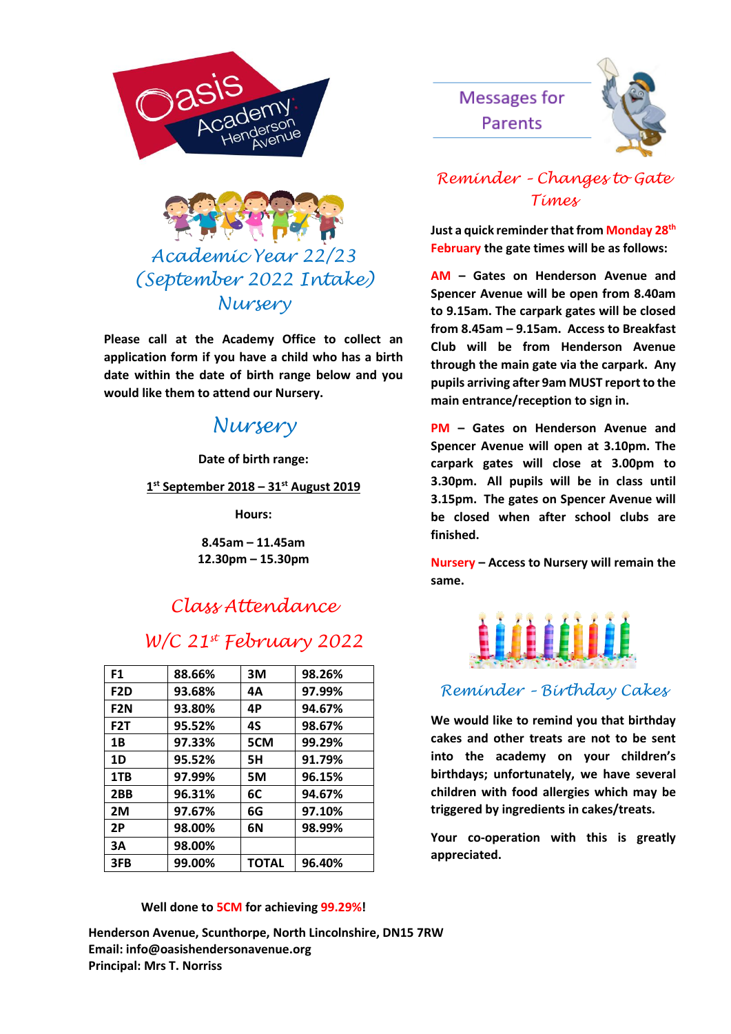## Academic Year 22/23 (September 2022 Intake) Nursery

**Please call at the Academy Office to collect an application form if you have a child who has a birth date within the date of birth range below and you would like them to attend our Nursery.**

## Nursery

**Date of birth range:**

**1st September 2018 – 31st August 2019**

**Hours:**

**8.45am – 11.45am**
**12.30pm – 15.30pm**

## Class Attendance

## W/C 21st February 2022

| | | | |
|---|---|---|---|
| F1 | 88.66% | 3M | 98.26% |
| F2D | 93.68% | 4A | 97.99% |
| F2N | 93.80% | 4P | 94.67% |
| F2T | 95.52% | 4S | 98.67% |
| 1B | 97.33% | 5CM | 99.29% |
| 1D | 95.52% | 5H | 91.79% |
| 1TB | 97.99% | 5M | 96.15% |
| 2BB | 96.31% | 6C | 94.67% |
| 2M | 97.67% | 6G | 97.10% |
| 2P | 98.00% | 6N | 98.99% |
| 3A | 98.00% | | |
| 3FB | 99.00% | TOTAL | 96.40% |

**Well done to 5CM for achieving 99.29%!**

## Messages for Parents

## Reminder - Changes to Gate Times

**Just a quick reminder that from Monday 28th February the gate times will be as follows:**

**AM – Gates on Henderson Avenue and Spencer Avenue will be open from 8.40am to 9.15am. The carpark gates will be closed from 8.45am – 9.15am. Access to Breakfast Club will be from Henderson Avenue through the main gate via the carpark. Any pupils arriving after 9am MUST report to the main entrance/reception to sign in.**

**PM – Gates on Henderson Avenue and Spencer Avenue will open at 3.10pm. The carpark gates will close at 3.00pm to 3.30pm. All pupils will be in class until 3.15pm. The gates on Spencer Avenue will be closed when after school clubs are finished.**

**Nursery – Access to Nursery will remain the same.**

## Reminder - Birthday Cakes

**We would like to remind you that birthday cakes and other treats are not to be sent into the academy on your children's birthdays; unfortunately, we have several children with food allergies which may be triggered by ingredients in cakes/treats.**

**Your co-operation with this is greatly appreciated.**

**Henderson Avenue, Scunthorpe, North Lincolnshire, DN15 7RW**
**Email: info@oasishendersonavenue.org**
**Principal: Mrs T. Norriss**